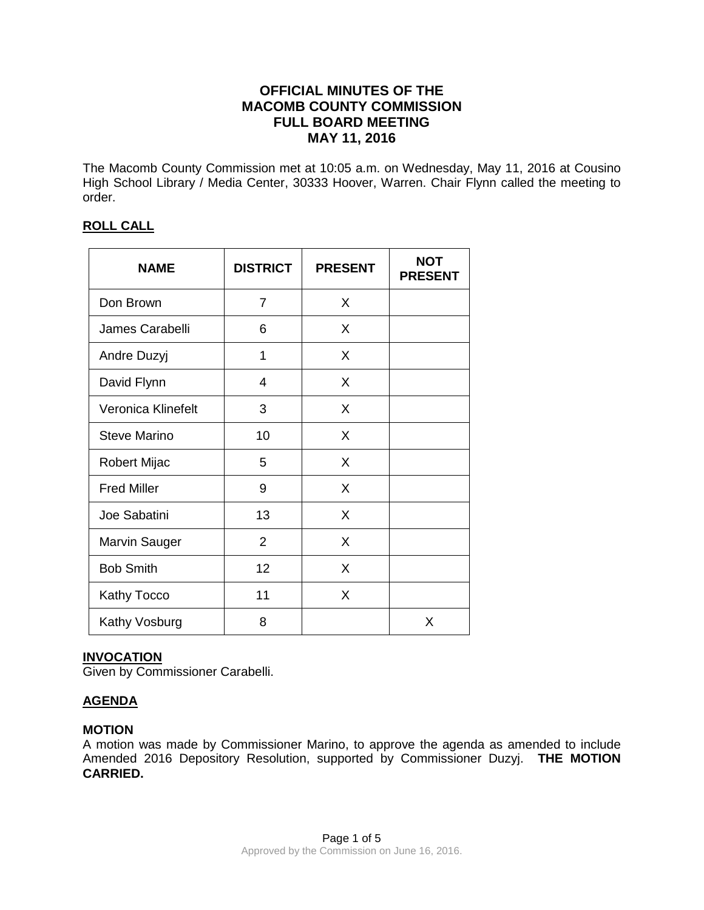# OFFICIAL MINUTES OF THE MACOMB COUNTY COMMISSION FULL BOARD MEETING MAY 11, 2016

The Macomb County Commission met at 10:05 a.m. on Wednesday, May 11, 2016 at Cousino High School Library / Media Center, 30333 Hoover, Warren. Chair Flynn called the meeting to order.

## ROLL CALL

| NAME | DISTRICT | PRESENT | NOT PRESENT |
|---|---|---|---|
| Don Brown | 7 | X | |
| James Carabelli | 6 | X | |
| Andre Duzyj | 1 | X | |
| David Flynn | 4 | X | |
| Veronica Klinefelt | 3 | X | |
| Steve Marino | 10 | X | |
| Robert Mijac | 5 | X | |
| Fred Miller | 9 | X | |
| Joe Sabatini | 13 | X | |
| Marvin Sauger | 2 | X | |
| Bob Smith | 12 | X | |
| Kathy Tocco | 11 | X | |
| Kathy Vosburg | 8 | | X |

## INVOCATION

Given by Commissioner Carabelli.

## AGENDA

**MOTION**

A motion was made by Commissioner Marino, to approve the agenda as amended to include Amended 2016 Depository Resolution, supported by Commissioner Duzyj. **THE MOTION CARRIED.**

Approved by the Commission on June 16, 2016.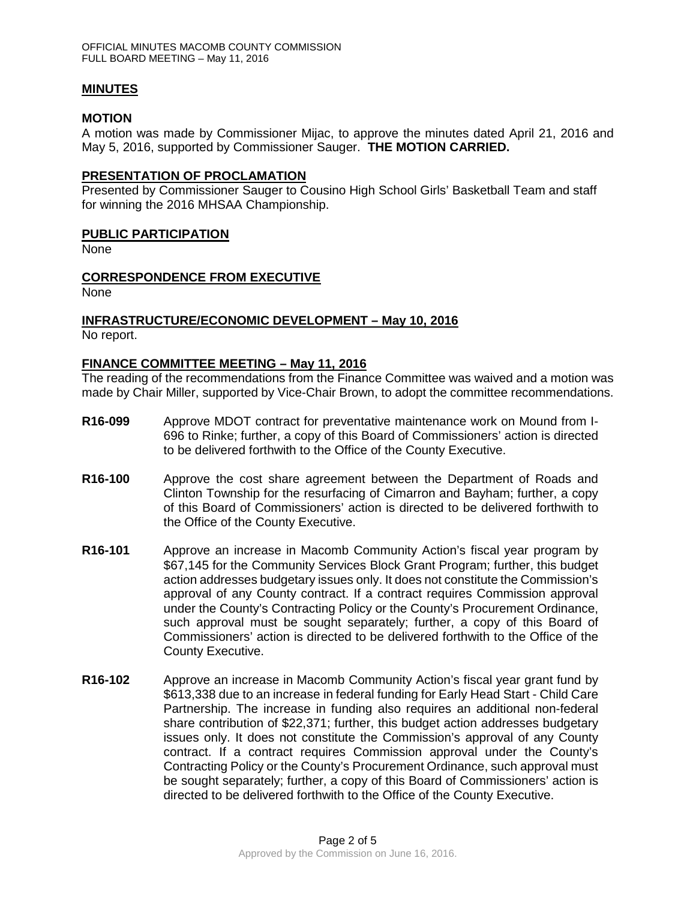## MINUTES

### MOTION

A motion was made by Commissioner Mijac, to approve the minutes dated April 21, 2016 and May 5, 2016, supported by Commissioner Sauger. **THE MOTION CARRIED.**

## PRESENTATION OF PROCLAMATION

Presented by Commissioner Sauger to Cousino High School Girls' Basketball Team and staff for winning the 2016 MHSAA Championship.

## PUBLIC PARTICIPATION

None

## CORRESPONDENCE FROM EXECUTIVE

None

## INFRASTRUCTURE/ECONOMIC DEVELOPMENT – May 10, 2016

No report.

## FINANCE COMMITTEE MEETING – May 11, 2016

The reading of the recommendations from the Finance Committee was waived and a motion was made by Chair Miller, supported by Vice-Chair Brown, to adopt the committee recommendations.

**R16-099** Approve MDOT contract for preventative maintenance work on Mound from I-696 to Rinke; further, a copy of this Board of Commissioners' action is directed to be delivered forthwith to the Office of the County Executive.

**R16-100** Approve the cost share agreement between the Department of Roads and Clinton Township for the resurfacing of Cimarron and Bayham; further, a copy of this Board of Commissioners' action is directed to be delivered forthwith to the Office of the County Executive.

**R16-101** Approve an increase in Macomb Community Action's fiscal year program by $67,145 for the Community Services Block Grant Program; further, this budget action addresses budgetary issues only. It does not constitute the Commission's approval of any County contract. If a contract requires Commission approval under the County's Contracting Policy or the County's Procurement Ordinance, such approval must be sought separately; further, a copy of this Board of Commissioners' action is directed to be delivered forthwith to the Office of the County Executive.

**R16-102** Approve an increase in Macomb Community Action's fiscal year grant fund by $613,338 due to an increase in federal funding for Early Head Start - Child Care Partnership. The increase in funding also requires an additional non-federal share contribution of $22,371; further, this budget action addresses budgetary issues only. It does not constitute the Commission's approval of any County contract. If a contract requires Commission approval under the County's Contracting Policy or the County's Procurement Ordinance, such approval must be sought separately; further, a copy of this Board of Commissioners' action is directed to be delivered forthwith to the Office of the County Executive.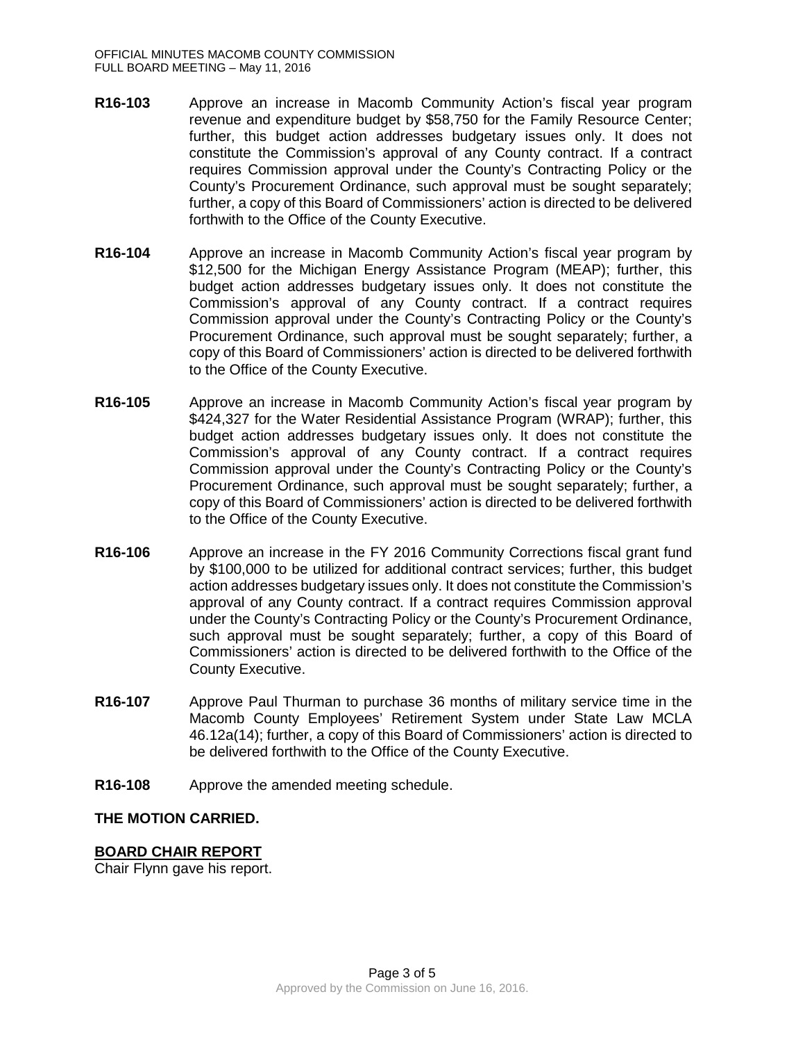**R16-103** Approve an increase in Macomb Community Action's fiscal year program revenue and expenditure budget by $58,750 for the Family Resource Center; further, this budget action addresses budgetary issues only. It does not constitute the Commission's approval of any County contract. If a contract requires Commission approval under the County's Contracting Policy or the County's Procurement Ordinance, such approval must be sought separately; further, a copy of this Board of Commissioners' action is directed to be delivered forthwith to the Office of the County Executive.

**R16-104** Approve an increase in Macomb Community Action's fiscal year program by $12,500 for the Michigan Energy Assistance Program (MEAP); further, this budget action addresses budgetary issues only. It does not constitute the Commission's approval of any County contract. If a contract requires Commission approval under the County's Contracting Policy or the County's Procurement Ordinance, such approval must be sought separately; further, a copy of this Board of Commissioners' action is directed to be delivered forthwith to the Office of the County Executive.

**R16-105** Approve an increase in Macomb Community Action's fiscal year program by $424,327 for the Water Residential Assistance Program (WRAP); further, this budget action addresses budgetary issues only. It does not constitute the Commission's approval of any County contract. If a contract requires Commission approval under the County's Contracting Policy or the County's Procurement Ordinance, such approval must be sought separately; further, a copy of this Board of Commissioners' action is directed to be delivered forthwith to the Office of the County Executive.

**R16-106** Approve an increase in the FY 2016 Community Corrections fiscal grant fund by $100,000 to be utilized for additional contract services; further, this budget action addresses budgetary issues only. It does not constitute the Commission's approval of any County contract. If a contract requires Commission approval under the County's Contracting Policy or the County's Procurement Ordinance, such approval must be sought separately; further, a copy of this Board of Commissioners' action is directed to be delivered forthwith to the Office of the County Executive.

**R16-107** Approve Paul Thurman to purchase 36 months of military service time in the Macomb County Employees' Retirement System under State Law MCLA 46.12a(14); further, a copy of this Board of Commissioners' action is directed to be delivered forthwith to the Office of the County Executive.

**R16-108** Approve the amended meeting schedule.

**THE MOTION CARRIED.**

**BOARD CHAIR REPORT**

Chair Flynn gave his report.

Approved by the Commission on June 16, 2016.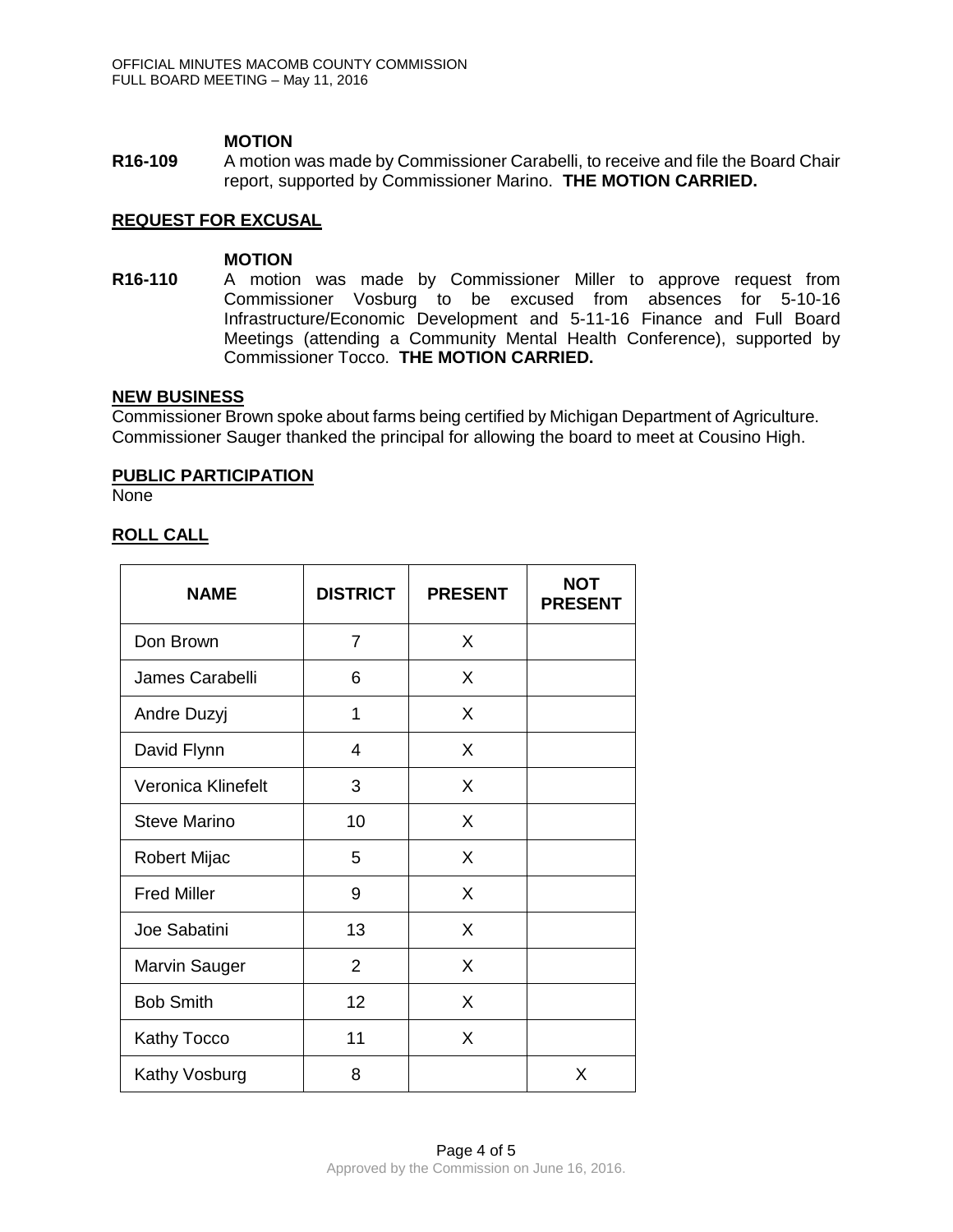**MOTION**

**R16-109** A motion was made by Commissioner Carabelli, to receive and file the Board Chair report, supported by Commissioner Marino. **THE MOTION CARRIED.**

**REQUEST FOR EXCUSAL**

**MOTION**

**R16-110** A motion was made by Commissioner Miller to approve request from Commissioner Vosburg to be excused from absences for 5-10-16 Infrastructure/Economic Development and 5-11-16 Finance and Full Board Meetings (attending a Community Mental Health Conference), supported by Commissioner Tocco. **THE MOTION CARRIED.**

**NEW BUSINESS**

Commissioner Brown spoke about farms being certified by Michigan Department of Agriculture.
Commissioner Sauger thanked the principal for allowing the board to meet at Cousino High.

**PUBLIC PARTICIPATION**

None

**ROLL CALL**

| NAME | DISTRICT | PRESENT | NOT PRESENT |
|---|---|---|---|
| Don Brown | 7 | X | |
| James Carabelli | 6 | X | |
| Andre Duzyj | 1 | X | |
| David Flynn | 4 | X | |
| Veronica Klinefelt | 3 | X | |
| Steve Marino | 10 | X | |
| Robert Mijac | 5 | X | |
| Fred Miller | 9 | X | |
| Joe Sabatini | 13 | X | |
| Marvin Sauger | 2 | X | |
| Bob Smith | 12 | X | |
| Kathy Tocco | 11 | X | |
| Kathy Vosburg | 8 | | X |

Approved by the Commission on June 16, 2016.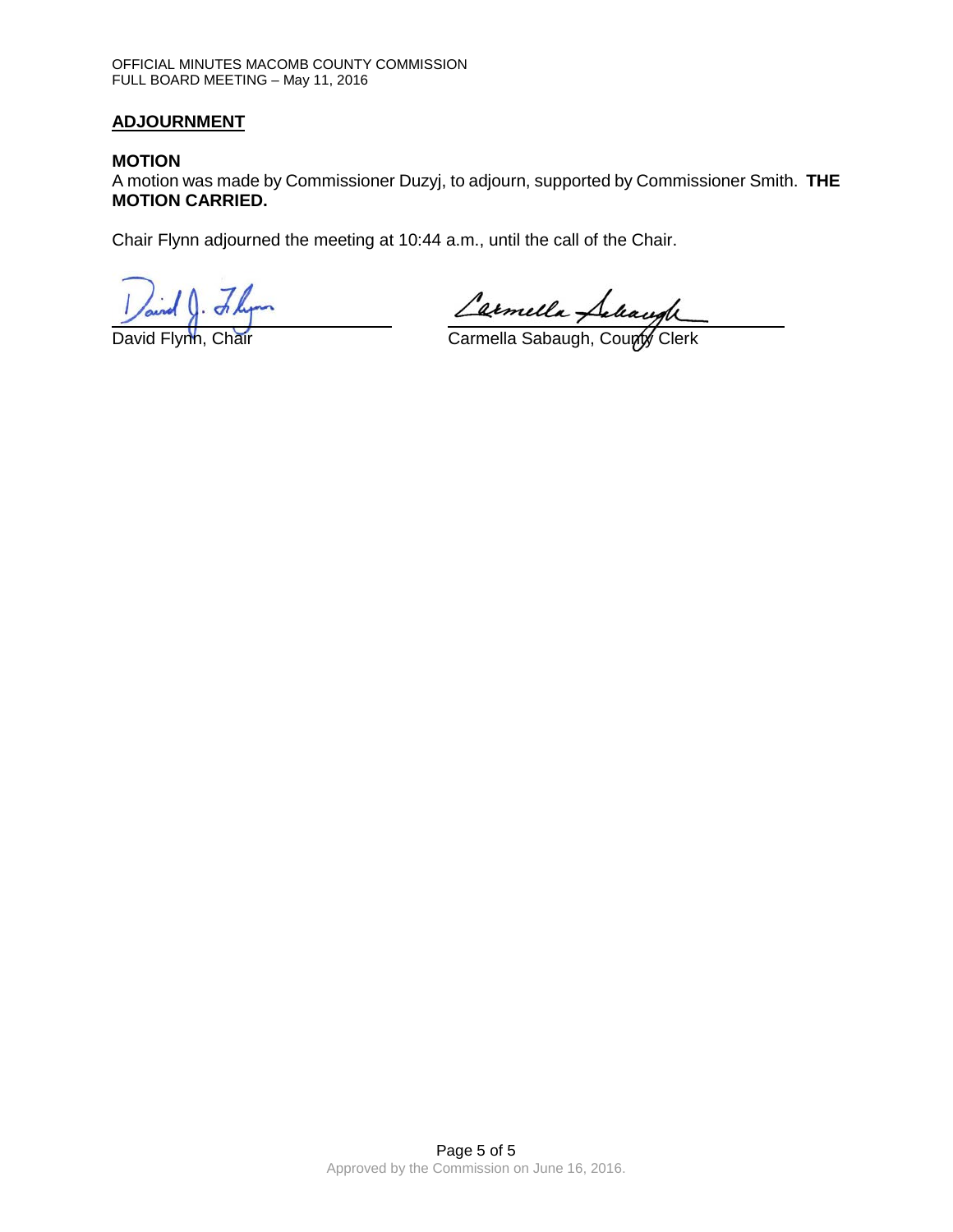## ADJOURNMENT

**MOTION**

A motion was made by Commissioner Duzyj, to adjourn, supported by Commissioner Smith. **THE MOTION CARRIED.**

Chair Flynn adjourned the meeting at 10:44 a.m., until the call of the Chair.

David Flynn, Chair

Carmella Sabaugh, County Clerk

Approved by the Commission on June 16, 2016.